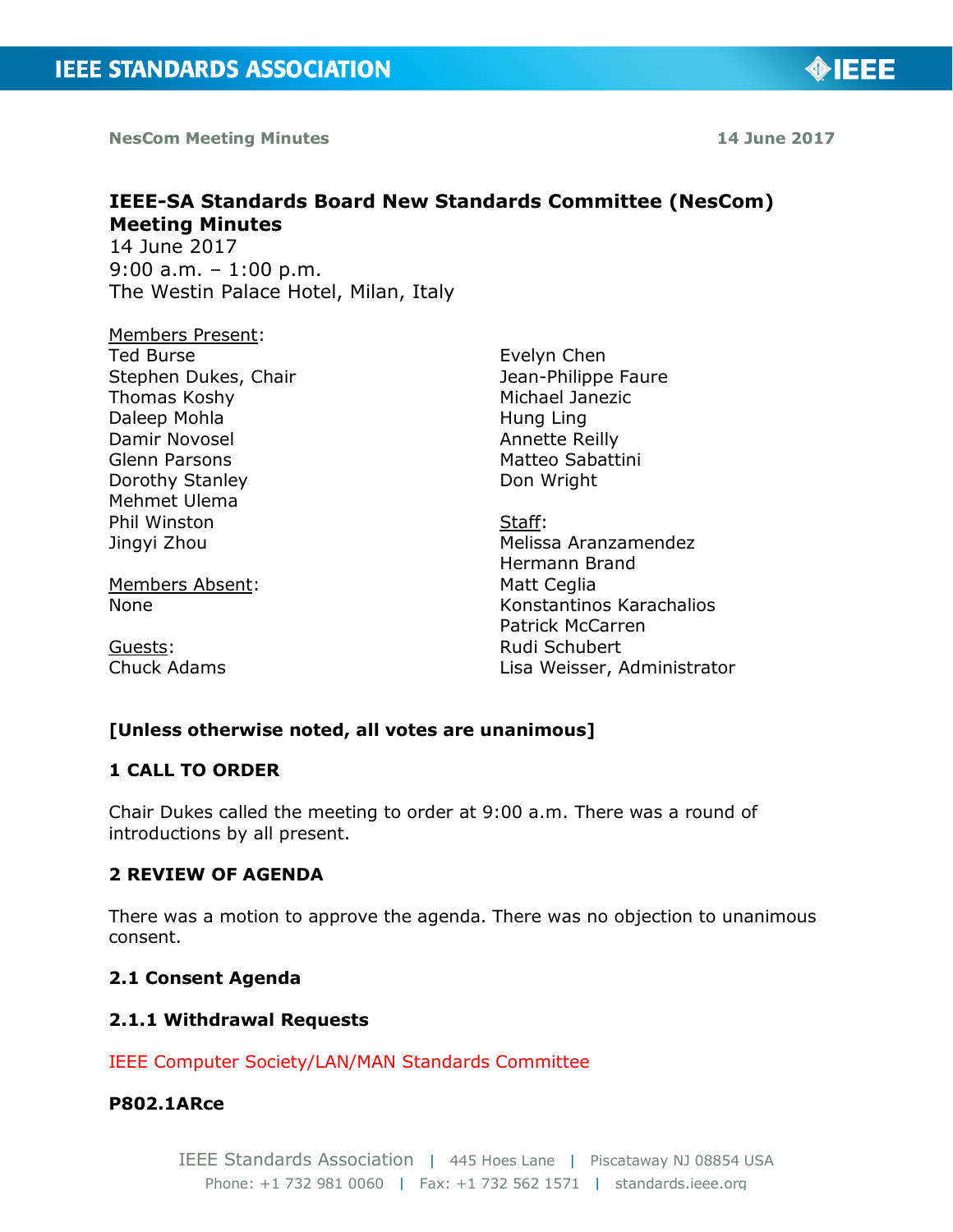# IEEE-SA Standards Board New Standards Committee (NesCom) Meeting Minutes

14 June 2017
9:00 a.m. – 1:00 p.m.
The Westin Palace Hotel, Milan, Italy

Members Present:
Ted Burse
Stephen Dukes, Chair
Thomas Koshy
Daleep Mohla
Damir Novosel
Glenn Parsons
Dorothy Stanley
Mehmet Ulema
Phil Winston
Jingyi Zhou
Evelyn Chen
Jean-Philippe Faure
Michael Janezic
Hung Ling
Annette Reilly
Matteo Sabattini
Don Wright

Members Absent:
None

Guests:
Chuck Adams

Staff:
Melissa Aranzamendez
Hermann Brand
Matt Ceglia
Konstantinos Karachalios
Patrick McCarren
Rudi Schubert
Lisa Weisser, Administrator

**[Unless otherwise noted, all votes are unanimous]**

## 1 CALL TO ORDER

Chair Dukes called the meeting to order at 9:00 a.m. There was a round of introductions by all present.

## 2 REVIEW OF AGENDA

There was a motion to approve the agenda. There was no objection to unanimous consent.

### 2.1 Consent Agenda

#### 2.1.1 Withdrawal Requests

IEEE Computer Society/LAN/MAN Standards Committee

**P802.1ARce**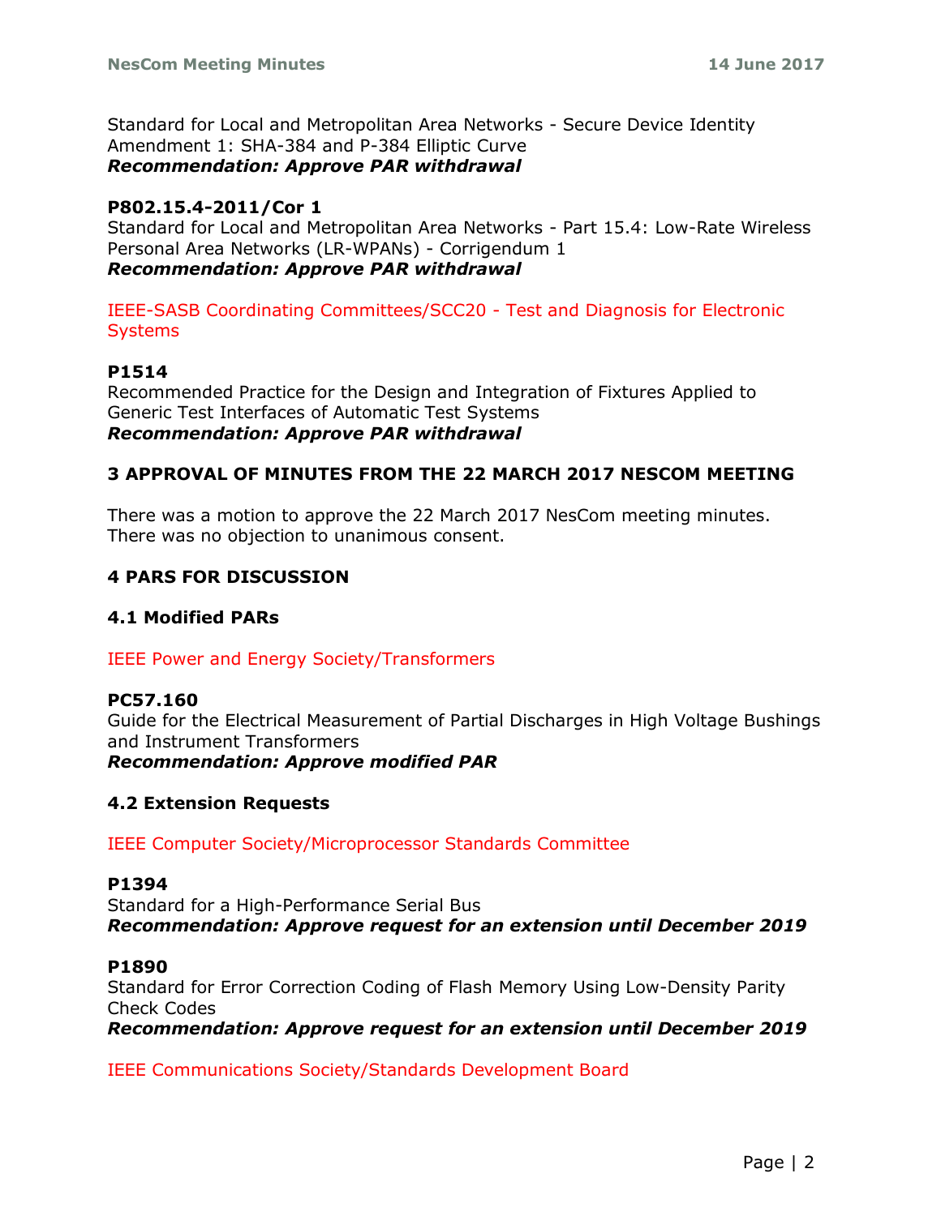Standard for Local and Metropolitan Area Networks - Secure Device Identity Amendment 1: SHA-384 and P-384 Elliptic Curve
***Recommendation: Approve PAR withdrawal***

**P802.15.4-2011/Cor 1**
Standard for Local and Metropolitan Area Networks - Part 15.4: Low-Rate Wireless Personal Area Networks (LR-WPANs) - Corrigendum 1
***Recommendation: Approve PAR withdrawal***

IEEE-SASB Coordinating Committees/SCC20 - Test and Diagnosis for Electronic Systems

**P1514**
Recommended Practice for the Design and Integration of Fixtures Applied to Generic Test Interfaces of Automatic Test Systems
***Recommendation: Approve PAR withdrawal***

## 3 APPROVAL OF MINUTES FROM THE 22 MARCH 2017 NESCOM MEETING

There was a motion to approve the 22 March 2017 NesCom meeting minutes. There was no objection to unanimous consent.

## 4 PARS FOR DISCUSSION

### 4.1 Modified PARs

IEEE Power and Energy Society/Transformers

**PC57.160**
Guide for the Electrical Measurement of Partial Discharges in High Voltage Bushings and Instrument Transformers
***Recommendation: Approve modified PAR***

### 4.2 Extension Requests

IEEE Computer Society/Microprocessor Standards Committee

**P1394**
Standard for a High-Performance Serial Bus
***Recommendation: Approve request for an extension until December 2019***

**P1890**
Standard for Error Correction Coding of Flash Memory Using Low-Density Parity Check Codes
***Recommendation: Approve request for an extension until December 2019***

IEEE Communications Society/Standards Development Board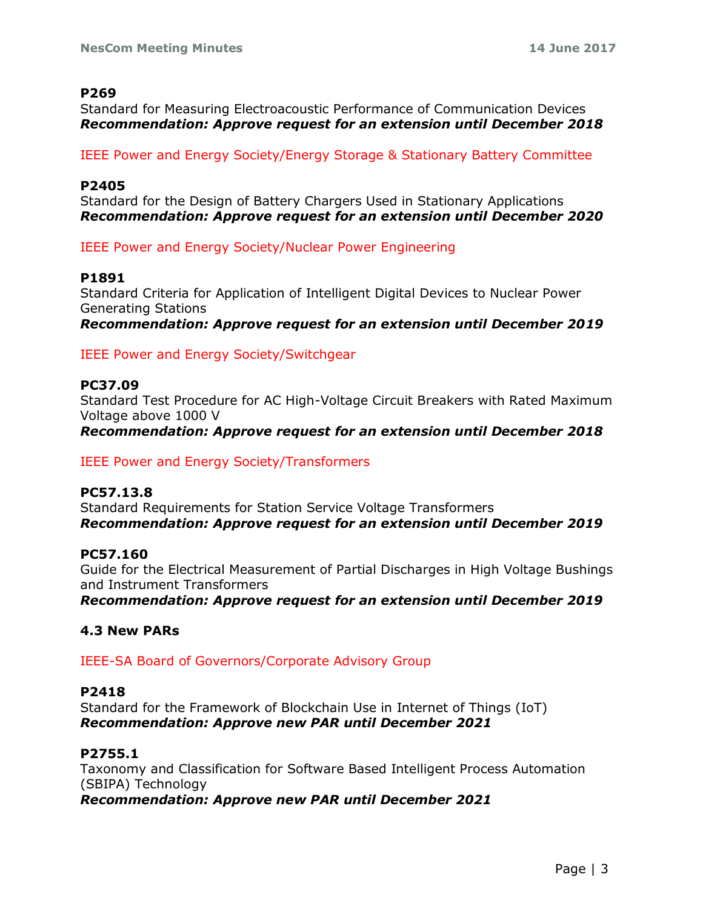**P269**
Standard for Measuring Electroacoustic Performance of Communication Devices
***Recommendation: Approve request for an extension until December 2018***

IEEE Power and Energy Society/Energy Storage & Stationary Battery Committee

**P2405**
Standard for the Design of Battery Chargers Used in Stationary Applications
***Recommendation: Approve request for an extension until December 2020***

IEEE Power and Energy Society/Nuclear Power Engineering

**P1891**
Standard Criteria for Application of Intelligent Digital Devices to Nuclear Power Generating Stations
***Recommendation: Approve request for an extension until December 2019***

IEEE Power and Energy Society/Switchgear

**PC37.09**
Standard Test Procedure for AC High-Voltage Circuit Breakers with Rated Maximum Voltage above 1000 V
***Recommendation: Approve request for an extension until December 2018***

IEEE Power and Energy Society/Transformers

**PC57.13.8**
Standard Requirements for Station Service Voltage Transformers
***Recommendation: Approve request for an extension until December 2019***

**PC57.160**
Guide for the Electrical Measurement of Partial Discharges in High Voltage Bushings and Instrument Transformers
***Recommendation: Approve request for an extension until December 2019***

### 4.3 New PARs

IEEE-SA Board of Governors/Corporate Advisory Group

**P2418**
Standard for the Framework of Blockchain Use in Internet of Things (IoT)
***Recommendation: Approve new PAR until December 2021***

**P2755.1**
Taxonomy and Classification for Software Based Intelligent Process Automation (SBIPA) Technology
***Recommendation: Approve new PAR until December 2021***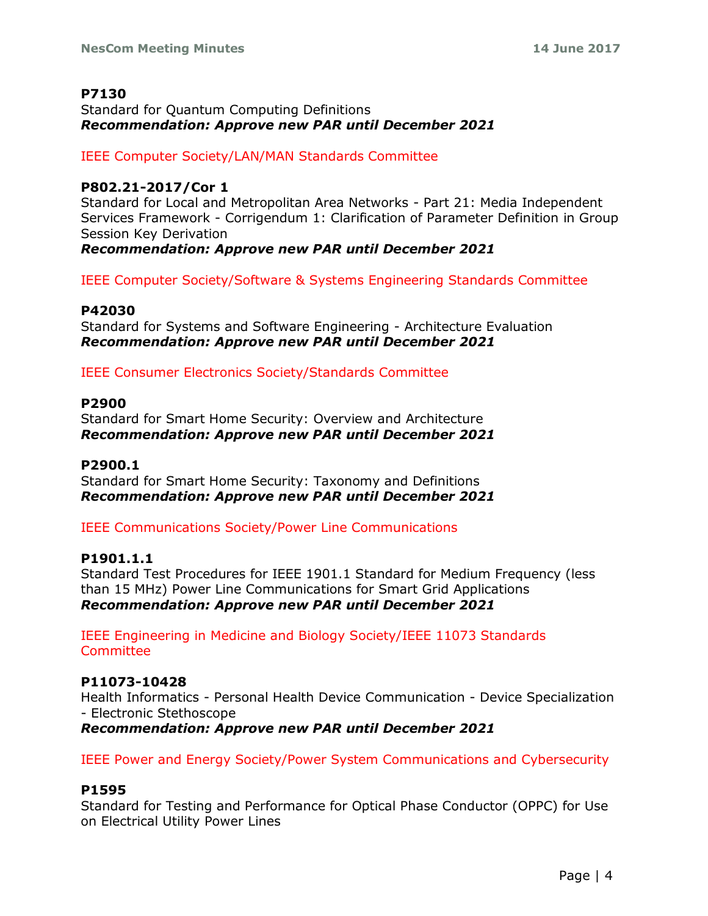**P7130**
Standard for Quantum Computing Definitions
***Recommendation: Approve new PAR until December 2021***

IEEE Computer Society/LAN/MAN Standards Committee

**P802.21-2017/Cor 1**
Standard for Local and Metropolitan Area Networks - Part 21: Media Independent Services Framework - Corrigendum 1: Clarification of Parameter Definition in Group Session Key Derivation
***Recommendation: Approve new PAR until December 2021***

IEEE Computer Society/Software & Systems Engineering Standards Committee

**P42030**
Standard for Systems and Software Engineering - Architecture Evaluation
***Recommendation: Approve new PAR until December 2021***

IEEE Consumer Electronics Society/Standards Committee

**P2900**
Standard for Smart Home Security: Overview and Architecture
***Recommendation: Approve new PAR until December 2021***

**P2900.1**
Standard for Smart Home Security: Taxonomy and Definitions
***Recommendation: Approve new PAR until December 2021***

IEEE Communications Society/Power Line Communications

**P1901.1.1**
Standard Test Procedures for IEEE 1901.1 Standard for Medium Frequency (less than 15 MHz) Power Line Communications for Smart Grid Applications
***Recommendation: Approve new PAR until December 2021***

IEEE Engineering in Medicine and Biology Society/IEEE 11073 Standards Committee

**P11073-10428**
Health Informatics - Personal Health Device Communication - Device Specialization - Electronic Stethoscope
***Recommendation: Approve new PAR until December 2021***

IEEE Power and Energy Society/Power System Communications and Cybersecurity

**P1595**
Standard for Testing and Performance for Optical Phase Conductor (OPPC) for Use on Electrical Utility Power Lines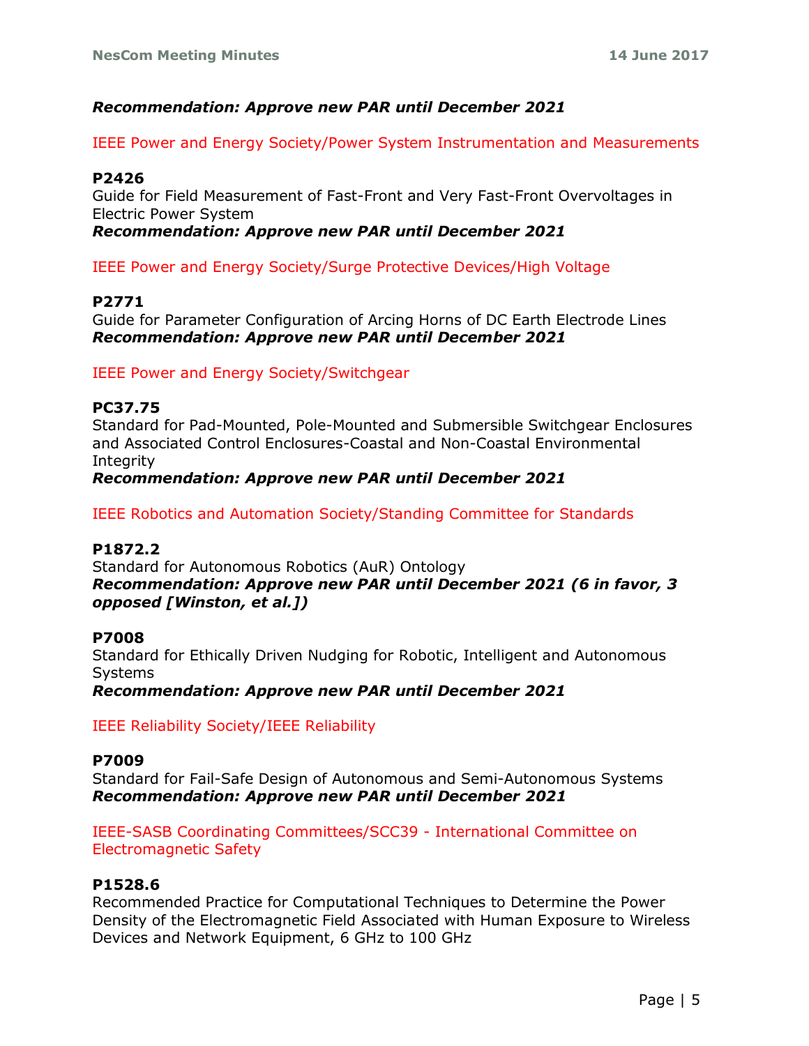***Recommendation: Approve new PAR until December 2021***

IEEE Power and Energy Society/Power System Instrumentation and Measurements

**P2426**
Guide for Field Measurement of Fast-Front and Very Fast-Front Overvoltages in Electric Power System
***Recommendation: Approve new PAR until December 2021***

IEEE Power and Energy Society/Surge Protective Devices/High Voltage

**P2771**
Guide for Parameter Configuration of Arcing Horns of DC Earth Electrode Lines
***Recommendation: Approve new PAR until December 2021***

IEEE Power and Energy Society/Switchgear

**PC37.75**
Standard for Pad-Mounted, Pole-Mounted and Submersible Switchgear Enclosures and Associated Control Enclosures-Coastal and Non-Coastal Environmental Integrity
***Recommendation: Approve new PAR until December 2021***

IEEE Robotics and Automation Society/Standing Committee for Standards

**P1872.2**
Standard for Autonomous Robotics (AuR) Ontology
***Recommendation: Approve new PAR until December 2021 (6 in favor, 3 opposed [Winston, et al.])***

**P7008**
Standard for Ethically Driven Nudging for Robotic, Intelligent and Autonomous Systems
***Recommendation: Approve new PAR until December 2021***

IEEE Reliability Society/IEEE Reliability

**P7009**
Standard for Fail-Safe Design of Autonomous and Semi-Autonomous Systems
***Recommendation: Approve new PAR until December 2021***

IEEE-SASB Coordinating Committees/SCC39 - International Committee on Electromagnetic Safety

**P1528.6**
Recommended Practice for Computational Techniques to Determine the Power Density of the Electromagnetic Field Associated with Human Exposure to Wireless Devices and Network Equipment, 6 GHz to 100 GHz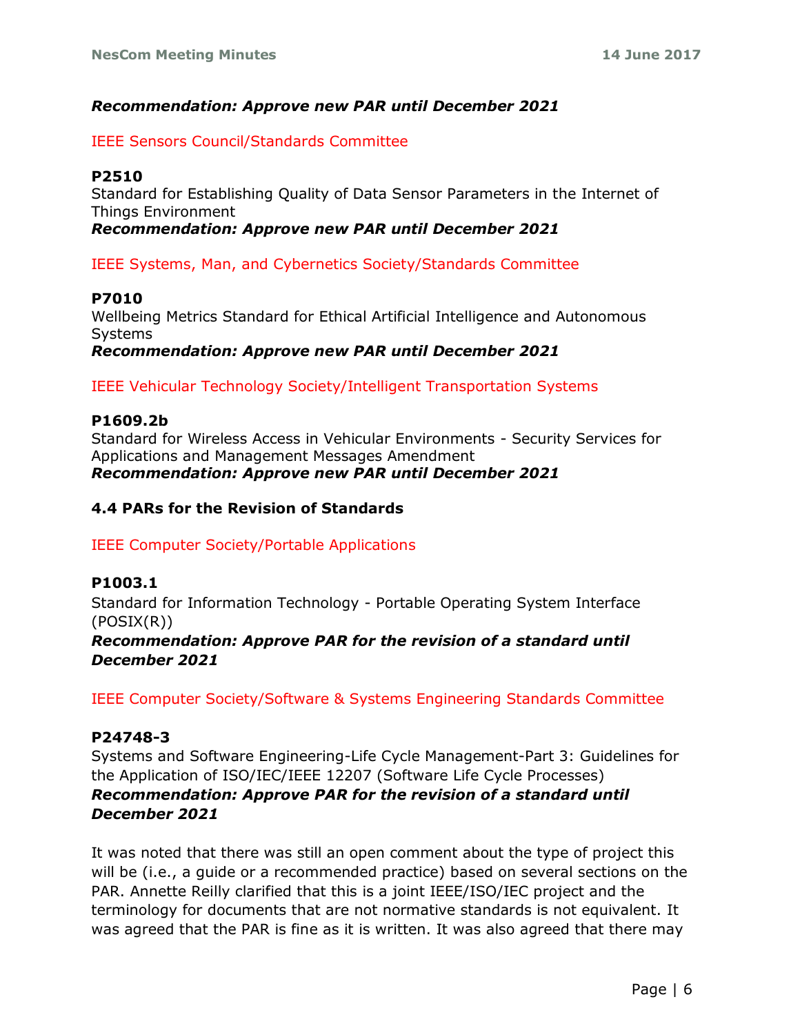***Recommendation: Approve new PAR until December 2021***

IEEE Sensors Council/Standards Committee

**P2510**
Standard for Establishing Quality of Data Sensor Parameters in the Internet of Things Environment
***Recommendation: Approve new PAR until December 2021***

IEEE Systems, Man, and Cybernetics Society/Standards Committee

**P7010**
Wellbeing Metrics Standard for Ethical Artificial Intelligence and Autonomous Systems
***Recommendation: Approve new PAR until December 2021***

IEEE Vehicular Technology Society/Intelligent Transportation Systems

**P1609.2b**
Standard for Wireless Access in Vehicular Environments - Security Services for Applications and Management Messages Amendment
***Recommendation: Approve new PAR until December 2021***

### 4.4 PARs for the Revision of Standards

IEEE Computer Society/Portable Applications

**P1003.1**
Standard for Information Technology - Portable Operating System Interface (POSIX(R))
***Recommendation: Approve PAR for the revision of a standard until December 2021***

IEEE Computer Society/Software & Systems Engineering Standards Committee

**P24748-3**
Systems and Software Engineering-Life Cycle Management-Part 3: Guidelines for the Application of ISO/IEC/IEEE 12207 (Software Life Cycle Processes)
***Recommendation: Approve PAR for the revision of a standard until December 2021***

It was noted that there was still an open comment about the type of project this will be (i.e., a guide or a recommended practice) based on several sections on the PAR. Annette Reilly clarified that this is a joint IEEE/ISO/IEC project and the terminology for documents that are not normative standards is not equivalent. It was agreed that the PAR is fine as it is written. It was also agreed that there may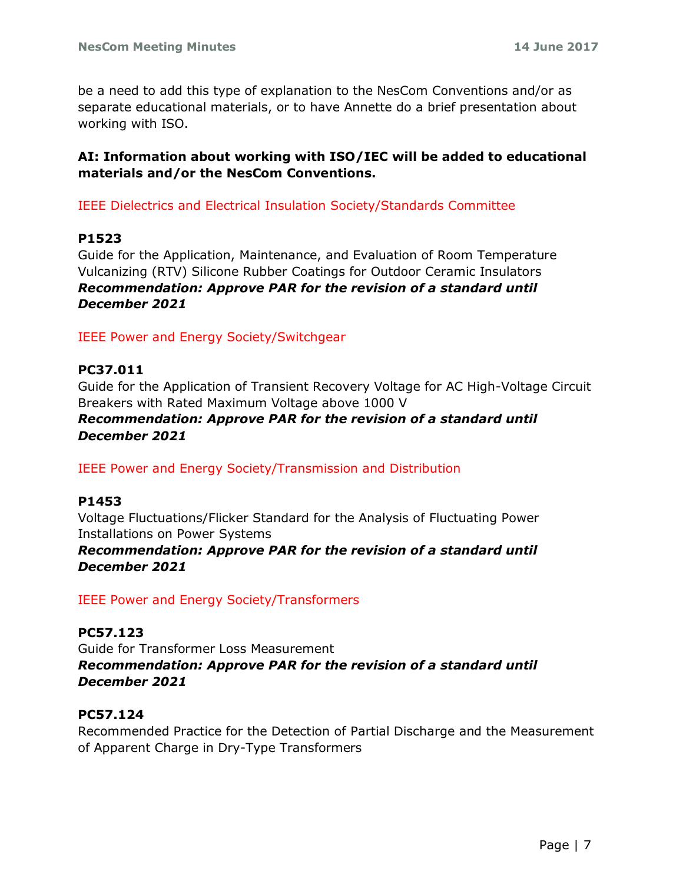be a need to add this type of explanation to the NesCom Conventions and/or as separate educational materials, or to have Annette do a brief presentation about working with ISO.

**AI: Information about working with ISO/IEC will be added to educational materials and/or the NesCom Conventions.**

IEEE Dielectrics and Electrical Insulation Society/Standards Committee

**P1523**
Guide for the Application, Maintenance, and Evaluation of Room Temperature Vulcanizing (RTV) Silicone Rubber Coatings for Outdoor Ceramic Insulators
***Recommendation: Approve PAR for the revision of a standard until December 2021***

IEEE Power and Energy Society/Switchgear

**PC37.011**
Guide for the Application of Transient Recovery Voltage for AC High-Voltage Circuit Breakers with Rated Maximum Voltage above 1000 V
***Recommendation: Approve PAR for the revision of a standard until December 2021***

IEEE Power and Energy Society/Transmission and Distribution

**P1453**
Voltage Fluctuations/Flicker Standard for the Analysis of Fluctuating Power Installations on Power Systems
***Recommendation: Approve PAR for the revision of a standard until December 2021***

IEEE Power and Energy Society/Transformers

**PC57.123**
Guide for Transformer Loss Measurement
***Recommendation: Approve PAR for the revision of a standard until December 2021***

**PC57.124**
Recommended Practice for the Detection of Partial Discharge and the Measurement of Apparent Charge in Dry-Type Transformers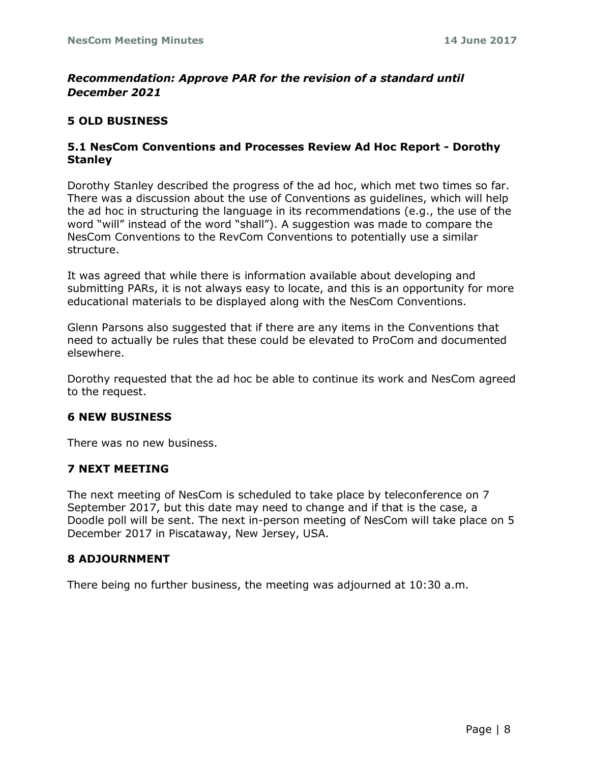***Recommendation: Approve PAR for the revision of a standard until December 2021***

## 5 OLD BUSINESS

### 5.1 NesCom Conventions and Processes Review Ad Hoc Report - Dorothy Stanley

Dorothy Stanley described the progress of the ad hoc, which met two times so far. There was a discussion about the use of Conventions as guidelines, which will help the ad hoc in structuring the language in its recommendations (e.g., the use of the word "will" instead of the word "shall"). A suggestion was made to compare the NesCom Conventions to the RevCom Conventions to potentially use a similar structure.

It was agreed that while there is information available about developing and submitting PARs, it is not always easy to locate, and this is an opportunity for more educational materials to be displayed along with the NesCom Conventions.

Glenn Parsons also suggested that if there are any items in the Conventions that need to actually be rules that these could be elevated to ProCom and documented elsewhere.

Dorothy requested that the ad hoc be able to continue its work and NesCom agreed to the request.

## 6 NEW BUSINESS

There was no new business.

## 7 NEXT MEETING

The next meeting of NesCom is scheduled to take place by teleconference on 7 September 2017, but this date may need to change and if that is the case, a Doodle poll will be sent. The next in-person meeting of NesCom will take place on 5 December 2017 in Piscataway, New Jersey, USA.

## 8 ADJOURNMENT

There being no further business, the meeting was adjourned at 10:30 a.m.